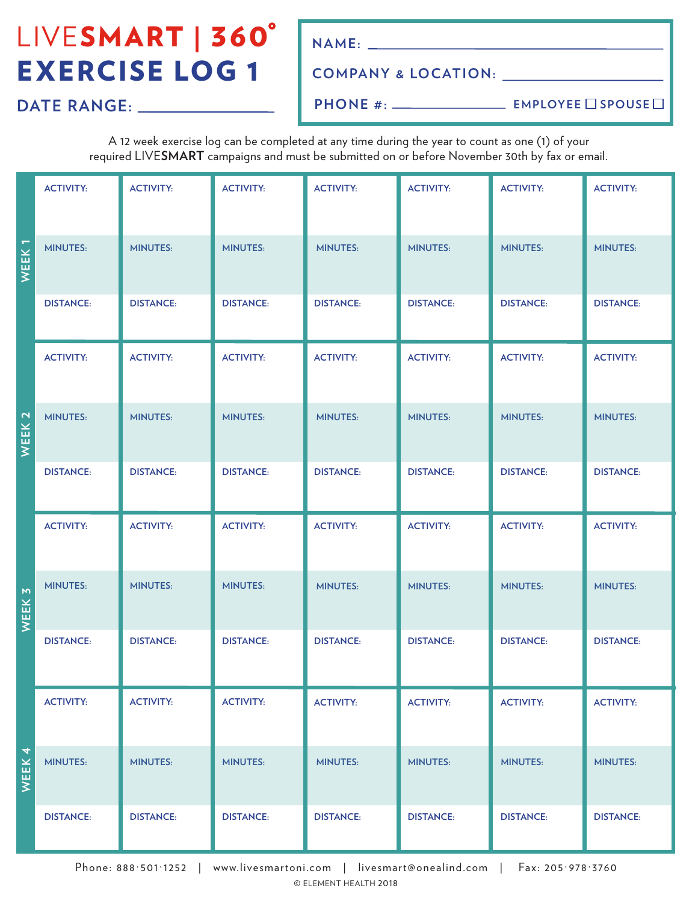# LIVE**SMART** | 360°

# EXERCISE LOG 1

**DATE RANGE:** ________________

**NAME:** ________________________________

**COMPANY & LOCATION:** ________________

**PHONE #:** ______________ **EMPLOYEE** ☐ **SPOUSE** ☐

A 12 week exercise log can be completed at any time during the year to count as one (1) of your required LIVE**SMART** campaigns and must be submitted on or before November 30th by fax or email.

| | | | | | | | |
|---|---|---|---|---|---|---|---|
| **WEEK 1** | ACTIVITY: | ACTIVITY: | ACTIVITY: | ACTIVITY: | ACTIVITY: | ACTIVITY: | ACTIVITY: |
| | MINUTES: | MINUTES: | MINUTES: | MINUTES: | MINUTES: | MINUTES: | MINUTES: |
| | DISTANCE: | DISTANCE: | DISTANCE: | DISTANCE: | DISTANCE: | DISTANCE: | DISTANCE: |
| **WEEK 2** | ACTIVITY: | ACTIVITY: | ACTIVITY: | ACTIVITY: | ACTIVITY: | ACTIVITY: | ACTIVITY: |
| | MINUTES: | MINUTES: | MINUTES: | MINUTES: | MINUTES: | MINUTES: | MINUTES: |
| | DISTANCE: | DISTANCE: | DISTANCE: | DISTANCE: | DISTANCE: | DISTANCE: | DISTANCE: |
| **WEEK 3** | ACTIVITY: | ACTIVITY: | ACTIVITY: | ACTIVITY: | ACTIVITY: | ACTIVITY: | ACTIVITY: |
| | MINUTES: | MINUTES: | MINUTES: | MINUTES: | MINUTES: | MINUTES: | MINUTES: |
| | DISTANCE: | DISTANCE: | DISTANCE: | DISTANCE: | DISTANCE: | DISTANCE: | DISTANCE: |
| **WEEK 4** | ACTIVITY: | ACTIVITY: | ACTIVITY: | ACTIVITY: | ACTIVITY: | ACTIVITY: | ACTIVITY: |
| | MINUTES: | MINUTES: | MINUTES: | MINUTES: | MINUTES: | MINUTES: | MINUTES: |
| | DISTANCE: | DISTANCE: | DISTANCE: | DISTANCE: | DISTANCE: | DISTANCE: | DISTANCE: |

Phone: 888·501·1252 | www.livesmartoni.com | livesmart@onealind.com | Fax: 205·978·3760

© ELEMENT HEALTH 2018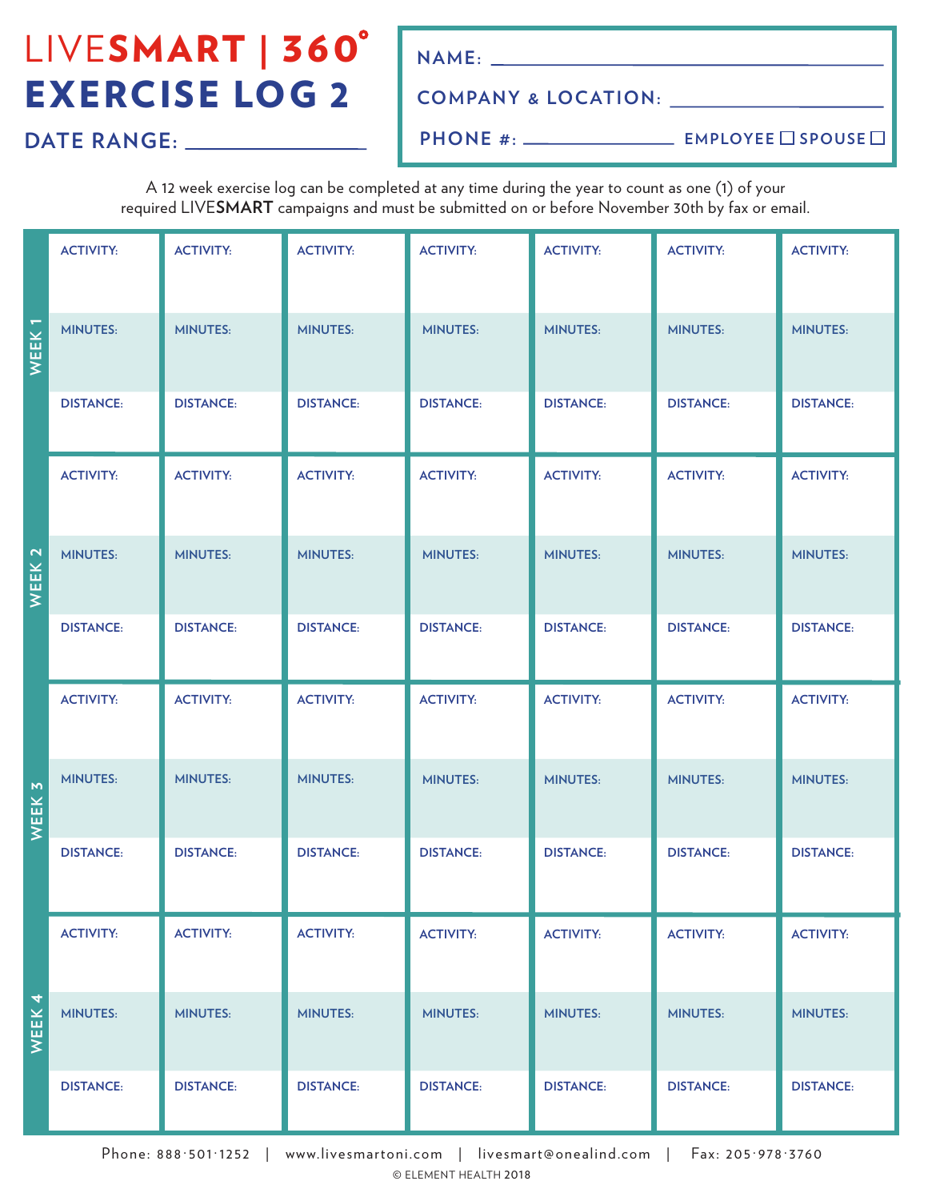# LIVESMART | 360°

# EXERCISE LOG 2

**DATE RANGE:** ____________________

**NAME:** ____________________

**COMPANY & LOCATION:** ____________________

**PHONE #:** ____________________ **EMPLOYEE** ☐ **SPOUSE** ☐

A 12 week exercise log can be completed at any time during the year to count as one (1) of your required LIVE**SMART** campaigns and must be submitted on or before November 30th by fax or email.

| | | | | | | | |
|---|---|---|---|---|---|---|---|
| **WEEK 1** | ACTIVITY: | ACTIVITY: | ACTIVITY: | ACTIVITY: | ACTIVITY: | ACTIVITY: | ACTIVITY: |
| | MINUTES: | MINUTES: | MINUTES: | MINUTES: | MINUTES: | MINUTES: | MINUTES: |
| | DISTANCE: | DISTANCE: | DISTANCE: | DISTANCE: | DISTANCE: | DISTANCE: | DISTANCE: |
| **WEEK 2** | ACTIVITY: | ACTIVITY: | ACTIVITY: | ACTIVITY: | ACTIVITY: | ACTIVITY: | ACTIVITY: |
| | MINUTES: | MINUTES: | MINUTES: | MINUTES: | MINUTES: | MINUTES: | MINUTES: |
| | DISTANCE: | DISTANCE: | DISTANCE: | DISTANCE: | DISTANCE: | DISTANCE: | DISTANCE: |
| **WEEK 3** | ACTIVITY: | ACTIVITY: | ACTIVITY: | ACTIVITY: | ACTIVITY: | ACTIVITY: | ACTIVITY: |
| | MINUTES: | MINUTES: | MINUTES: | MINUTES: | MINUTES: | MINUTES: | MINUTES: |
| | DISTANCE: | DISTANCE: | DISTANCE: | DISTANCE: | DISTANCE: | DISTANCE: | DISTANCE: |
| **WEEK 4** | ACTIVITY: | ACTIVITY: | ACTIVITY: | ACTIVITY: | ACTIVITY: | ACTIVITY: | ACTIVITY: |
| | MINUTES: | MINUTES: | MINUTES: | MINUTES: | MINUTES: | MINUTES: | MINUTES: |
| | DISTANCE: | DISTANCE: | DISTANCE: | DISTANCE: | DISTANCE: | DISTANCE: | DISTANCE: |

Phone: 888·501·1252 | www.livesmartoni.com | livesmart@onealind.com | Fax: 205·978·3760

© ELEMENT HEALTH 2018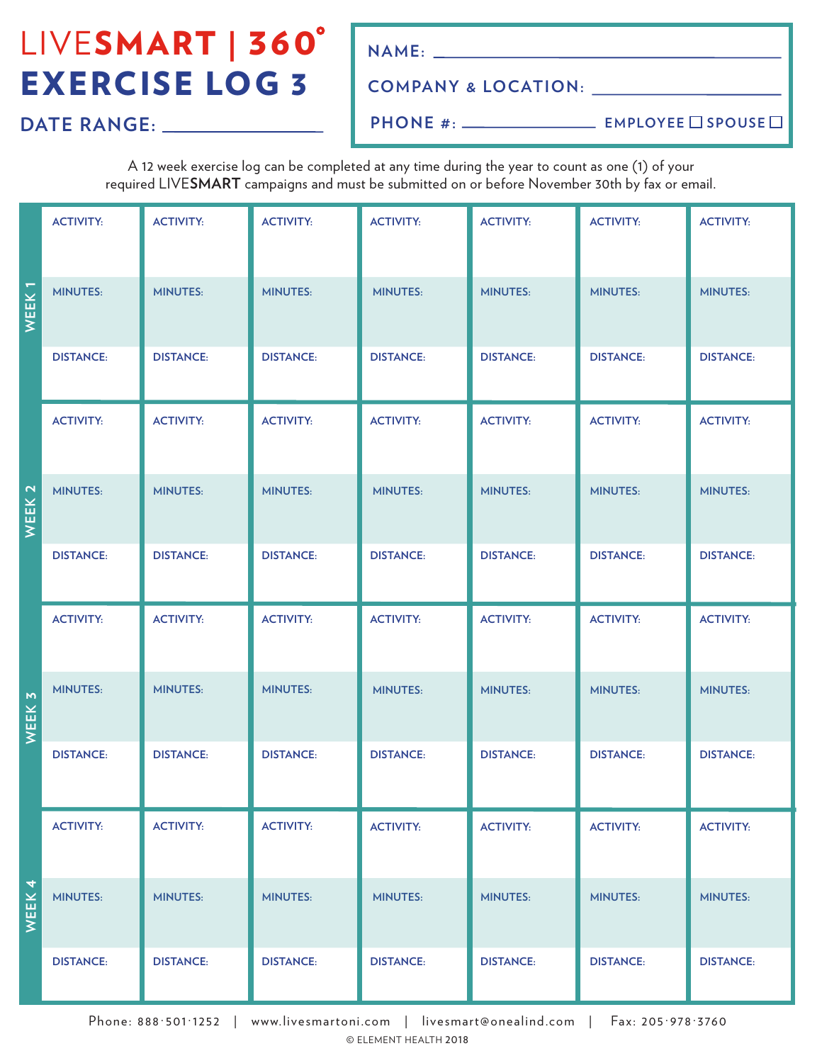# LIVE**SMART** | 360°

# EXERCISE LOG 3

**DATE RANGE:** ________________

**NAME:** ______________________________

**COMPANY & LOCATION:** ______________________________

**PHONE #:** ______________ **EMPLOYEE** ☐ **SPOUSE** ☐

A 12 week exercise log can be completed at any time during the year to count as one (1) of your required LIVE**SMART** campaigns and must be submitted on or before November 30th by fax or email.

| | | | | | | | |
|---|---|---|---|---|---|---|---|
| **WEEK 1** | ACTIVITY: | ACTIVITY: | ACTIVITY: | ACTIVITY: | ACTIVITY: | ACTIVITY: | ACTIVITY: |
| | MINUTES: | MINUTES: | MINUTES: | MINUTES: | MINUTES: | MINUTES: | MINUTES: |
| | DISTANCE: | DISTANCE: | DISTANCE: | DISTANCE: | DISTANCE: | DISTANCE: | DISTANCE: |
| **WEEK 2** | ACTIVITY: | ACTIVITY: | ACTIVITY: | ACTIVITY: | ACTIVITY: | ACTIVITY: | ACTIVITY: |
| | MINUTES: | MINUTES: | MINUTES: | MINUTES: | MINUTES: | MINUTES: | MINUTES: |
| | DISTANCE: | DISTANCE: | DISTANCE: | DISTANCE: | DISTANCE: | DISTANCE: | DISTANCE: |
| **WEEK 3** | ACTIVITY: | ACTIVITY: | ACTIVITY: | ACTIVITY: | ACTIVITY: | ACTIVITY: | ACTIVITY: |
| | MINUTES: | MINUTES: | MINUTES: | MINUTES: | MINUTES: | MINUTES: | MINUTES: |
| | DISTANCE: | DISTANCE: | DISTANCE: | DISTANCE: | DISTANCE: | DISTANCE: | DISTANCE: |
| **WEEK 4** | ACTIVITY: | ACTIVITY: | ACTIVITY: | ACTIVITY: | ACTIVITY: | ACTIVITY: | ACTIVITY: |
| | MINUTES: | MINUTES: | MINUTES: | MINUTES: | MINUTES: | MINUTES: | MINUTES: |
| | DISTANCE: | DISTANCE: | DISTANCE: | DISTANCE: | DISTANCE: | DISTANCE: | DISTANCE: |

Phone: 888·501·1252 | www.livesmartoni.com | livesmart@onealind.com | Fax: 205·978·3760

© ELEMENT HEALTH 2018